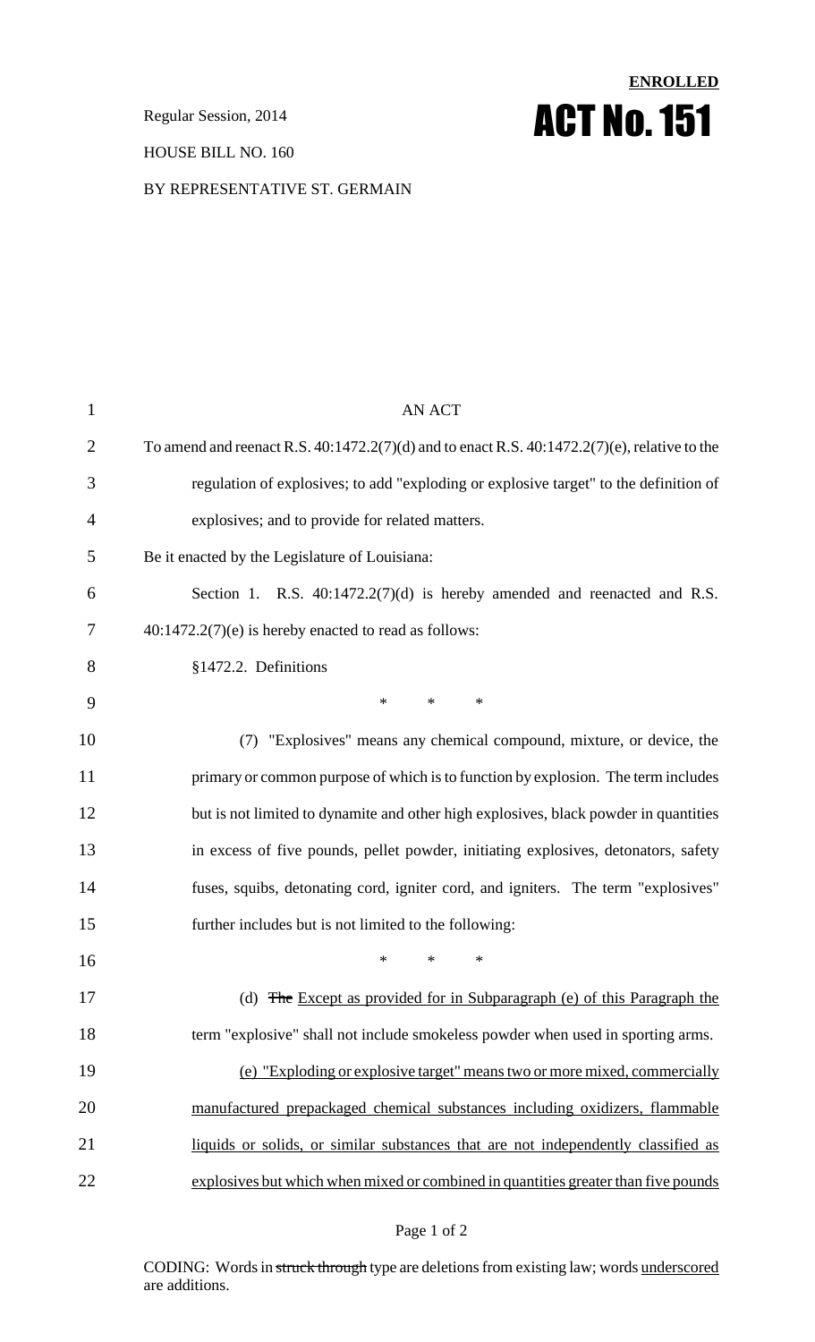**ENROLLED**

Regular Session, 2014

# ACT No. 151

HOUSE BILL NO. 160

BY REPRESENTATIVE ST. GERMAIN

AN ACT

To amend and reenact R.S. 40:1472.2(7)(d) and to enact R.S. 40:1472.2(7)(e), relative to the regulation of explosives; to add "exploding or explosive target" to the definition of explosives; and to provide for related matters.

Be it enacted by the Legislature of Louisiana:

Section 1. R.S. 40:1472.2(7)(d) is hereby amended and reenacted and R.S. 40:1472.2(7)(e) is hereby enacted to read as follows:

§1472.2. Definitions

\* \* \*

(7) "Explosives" means any chemical compound, mixture, or device, the primary or common purpose of which is to function by explosion. The term includes but is not limited to dynamite and other high explosives, black powder in quantities in excess of five pounds, pellet powder, initiating explosives, detonators, safety fuses, squibs, detonating cord, igniter cord, and igniters. The term "explosives" further includes but is not limited to the following:

\* \* \*

(d) ~~The~~ <u>Except as provided for in Subparagraph (e) of this Paragraph the</u> term "explosive" shall not include smokeless powder when used in sporting arms.

<u>(e) "Exploding or explosive target" means two or more mixed, commercially manufactured prepackaged chemical substances including oxidizers, flammable liquids or solids, or similar substances that are not independently classified as explosives but which when mixed or combined in quantities greater than five pounds</u>

CODING: Words in ~~struck through~~ type are deletions from existing law; words <u>underscored</u> are additions.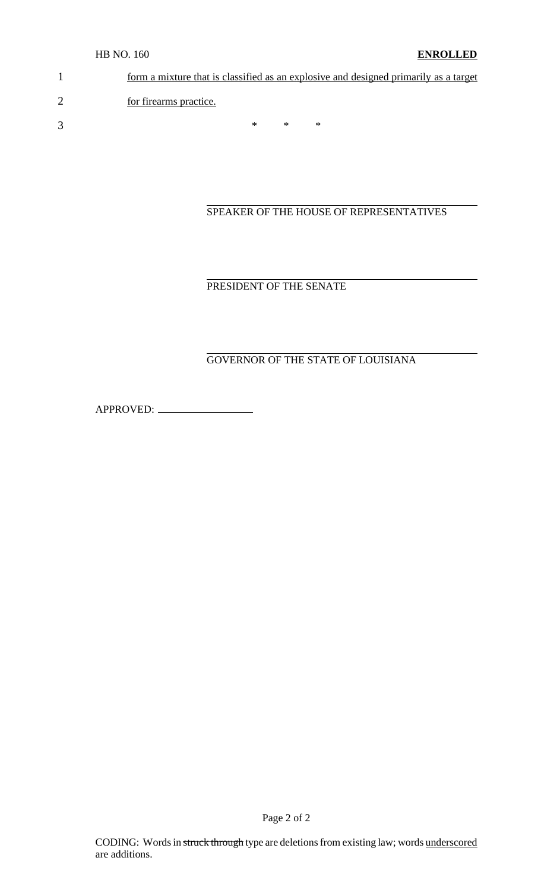form a mixture that is classified as an explosive and designed primarily as a target for firearms practice.

\* \* \*

SPEAKER OF THE HOUSE OF REPRESENTATIVES

PRESIDENT OF THE SENATE

GOVERNOR OF THE STATE OF LOUISIANA

APPROVED: \_\_\_\_\_\_\_\_\_\_\_\_\_\_\_\_\_

CODING: Words in struck through type are deletions from existing law; words underscored are additions.